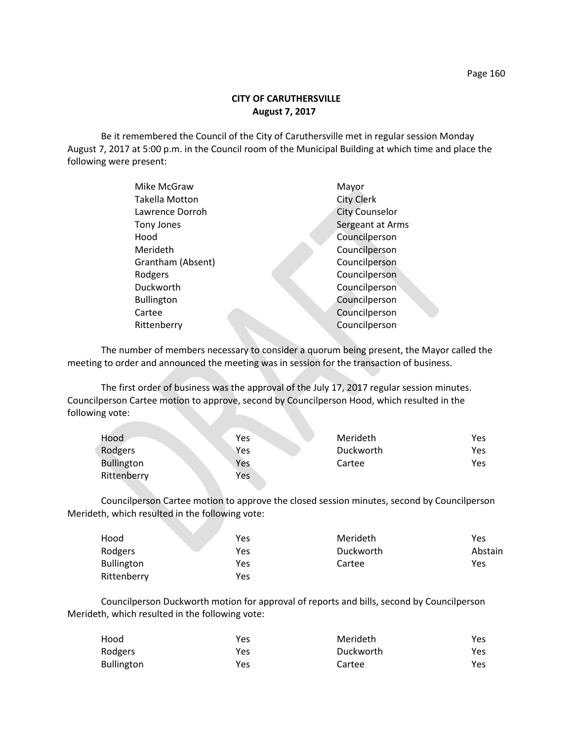**CITY OF CARUTHERSVILLE**
**August 7, 2017**

Be it remembered the Council of the City of Caruthersville met in regular session Monday August 7, 2017 at 5:00 p.m. in the Council room of the Municipal Building at which time and place the following were present:

| | |
|---|---|
| Mike McGraw | Mayor |
| Takella Motton | City Clerk |
| Lawrence Dorroh | City Counselor |
| Tony Jones | Sergeant at Arms |
| Hood | Councilperson |
| Merideth | Councilperson |
| Grantham (Absent) | Councilperson |
| Rodgers | Councilperson |
| Duckworth | Councilperson |
| Bullington | Councilperson |
| Cartee | Councilperson |
| Rittenberry | Councilperson |

The number of members necessary to consider a quorum being present, the Mayor called the meeting to order and announced the meeting was in session for the transaction of business.

The first order of business was the approval of the July 17, 2017 regular session minutes. Councilperson Cartee motion to approve, second by Councilperson Hood, which resulted in the following vote:

| | | | |
|---|---|---|---|
| Hood | Yes | Merideth | Yes |
| Rodgers | Yes | Duckworth | Yes |
| Bullington | Yes | Cartee | Yes |
| Rittenberry | Yes | | |

Councilperson Cartee motion to approve the closed session minutes, second by Councilperson Merideth, which resulted in the following vote:

| | | | |
|---|---|---|---|
| Hood | Yes | Merideth | Yes |
| Rodgers | Yes | Duckworth | Abstain |
| Bullington | Yes | Cartee | Yes |
| Rittenberry | Yes | | |

Councilperson Duckworth motion for approval of reports and bills, second by Councilperson Merideth, which resulted in the following vote:

| | | | |
|---|---|---|---|
| Hood | Yes | Merideth | Yes |
| Rodgers | Yes | Duckworth | Yes |
| Bullington | Yes | Cartee | Yes |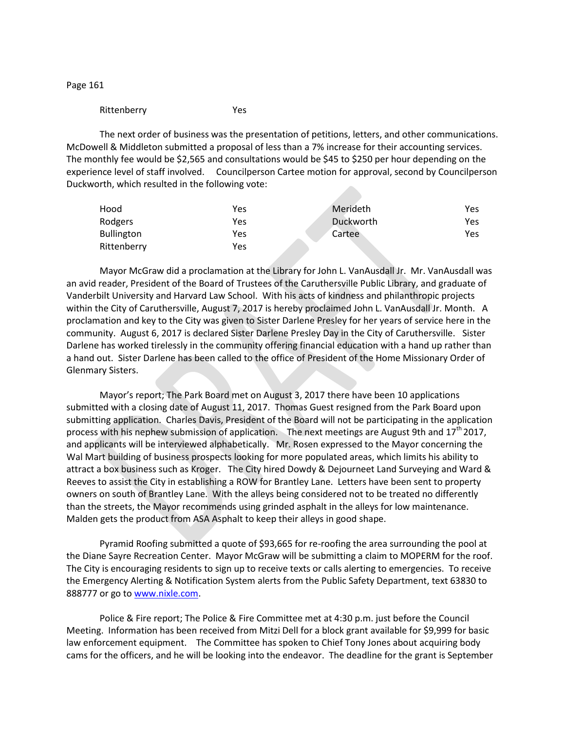Rittenberry Yes

The next order of business was the presentation of petitions, letters, and other communications. McDowell & Middleton submitted a proposal of less than a 7% increase for their accounting services. The monthly fee would be $2,565 and consultations would be $45 to $250 per hour depending on the experience level of staff involved. Councilperson Cartee motion for approval, second by Councilperson Duckworth, which resulted in the following vote:

| | | | |
|---|---|---|---|
| Hood | Yes | Merideth | Yes |
| Rodgers | Yes | Duckworth | Yes |
| Bullington | Yes | Cartee | Yes |
| Rittenberry | Yes | | |

Mayor McGraw did a proclamation at the Library for John L. VanAusdall Jr. Mr. VanAusdall was an avid reader, President of the Board of Trustees of the Caruthersville Public Library, and graduate of Vanderbilt University and Harvard Law School. With his acts of kindness and philanthropic projects within the City of Caruthersville, August 7, 2017 is hereby proclaimed John L. VanAusdall Jr. Month. A proclamation and key to the City was given to Sister Darlene Presley for her years of service here in the community. August 6, 2017 is declared Sister Darlene Presley Day in the City of Caruthersville. Sister Darlene has worked tirelessly in the community offering financial education with a hand up rather than a hand out. Sister Darlene has been called to the office of President of the Home Missionary Order of Glenmary Sisters.

Mayor's report; The Park Board met on August 3, 2017 there have been 10 applications submitted with a closing date of August 11, 2017. Thomas Guest resigned from the Park Board upon submitting application. Charles Davis, President of the Board will not be participating in the application process with his nephew submission of application. The next meetings are August 9th and 17th 2017, and applicants will be interviewed alphabetically. Mr. Rosen expressed to the Mayor concerning the Wal Mart building of business prospects looking for more populated areas, which limits his ability to attract a box business such as Kroger. The City hired Dowdy & Dejourneet Land Surveying and Ward & Reeves to assist the City in establishing a ROW for Brantley Lane. Letters have been sent to property owners on south of Brantley Lane. With the alleys being considered not to be treated no differently than the streets, the Mayor recommends using grinded asphalt in the alleys for low maintenance. Malden gets the product from ASA Asphalt to keep their alleys in good shape.

Pyramid Roofing submitted a quote of $93,665 for re-roofing the area surrounding the pool at the Diane Sayre Recreation Center. Mayor McGraw will be submitting a claim to MOPERM for the roof. The City is encouraging residents to sign up to receive texts or calls alerting to emergencies. To receive the Emergency Alerting & Notification System alerts from the Public Safety Department, text 63830 to 888777 or go to [www.nixle.com](http://www.nixle.com).

Police & Fire report; The Police & Fire Committee met at 4:30 p.m. just before the Council Meeting. Information has been received from Mitzi Dell for a block grant available for $9,999 for basic law enforcement equipment. The Committee has spoken to Chief Tony Jones about acquiring body cams for the officers, and he will be looking into the endeavor. The deadline for the grant is September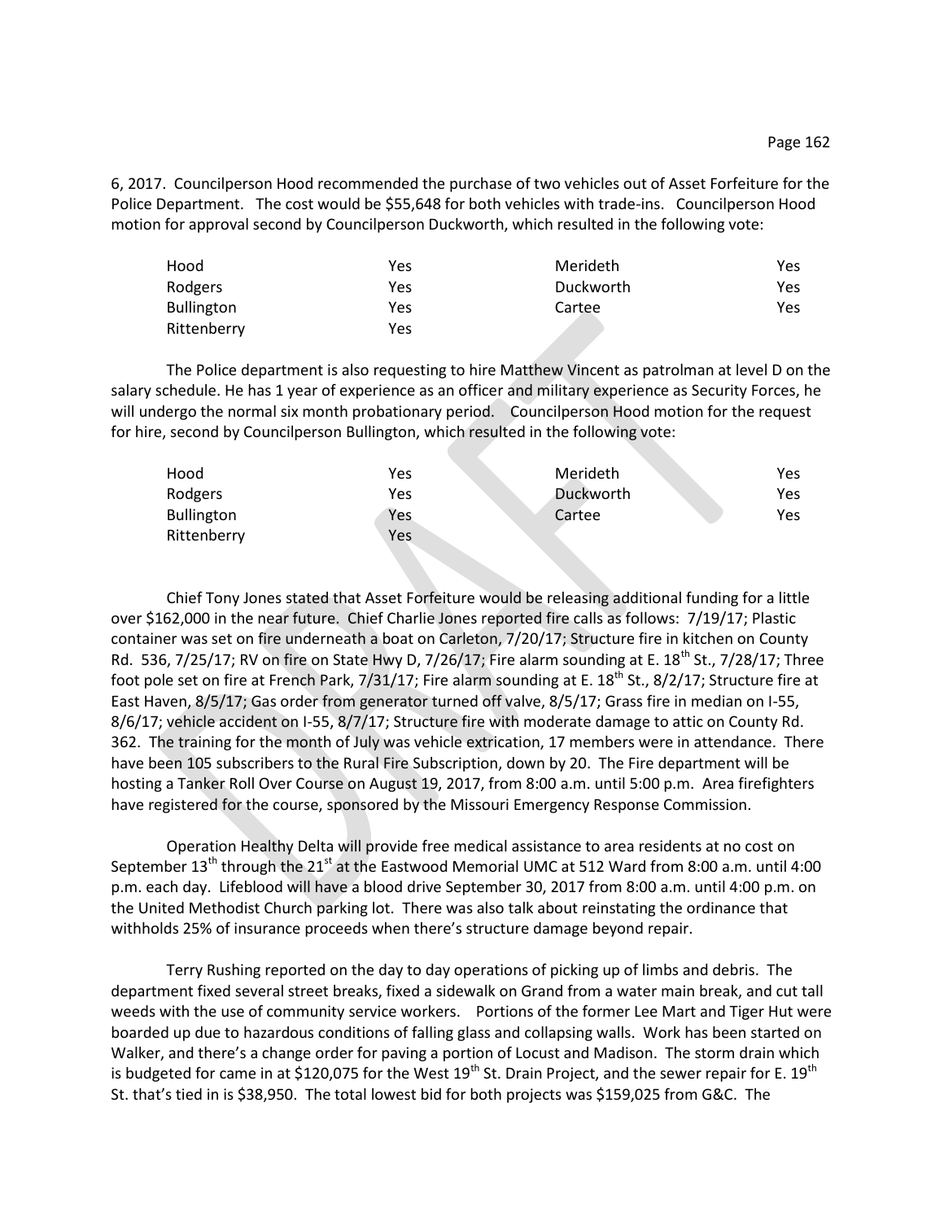6, 2017. Councilperson Hood recommended the purchase of two vehicles out of Asset Forfeiture for the Police Department. The cost would be $55,648 for both vehicles with trade-ins. Councilperson Hood motion for approval second by Councilperson Duckworth, which resulted in the following vote:

| | | | |
|---|---|---|---|
| Hood | Yes | Merideth | Yes |
| Rodgers | Yes | Duckworth | Yes |
| Bullington | Yes | Cartee | Yes |
| Rittenberry | Yes | | |

The Police department is also requesting to hire Matthew Vincent as patrolman at level D on the salary schedule. He has 1 year of experience as an officer and military experience as Security Forces, he will undergo the normal six month probationary period. Councilperson Hood motion for the request for hire, second by Councilperson Bullington, which resulted in the following vote:

| | | | |
|---|---|---|---|
| Hood | Yes | Merideth | Yes |
| Rodgers | Yes | Duckworth | Yes |
| Bullington | Yes | Cartee | Yes |
| Rittenberry | Yes | | |

Chief Tony Jones stated that Asset Forfeiture would be releasing additional funding for a little over $162,000 in the near future. Chief Charlie Jones reported fire calls as follows: 7/19/17; Plastic container was set on fire underneath a boat on Carleton, 7/20/17; Structure fire in kitchen on County Rd. 536, 7/25/17; RV on fire on State Hwy D, 7/26/17; Fire alarm sounding at E. 18th St., 7/28/17; Three foot pole set on fire at French Park, 7/31/17; Fire alarm sounding at E. 18th St., 8/2/17; Structure fire at East Haven, 8/5/17; Gas order from generator turned off valve, 8/5/17; Grass fire in median on I-55, 8/6/17; vehicle accident on I-55, 8/7/17; Structure fire with moderate damage to attic on County Rd. 362. The training for the month of July was vehicle extrication, 17 members were in attendance. There have been 105 subscribers to the Rural Fire Subscription, down by 20. The Fire department will be hosting a Tanker Roll Over Course on August 19, 2017, from 8:00 a.m. until 5:00 p.m. Area firefighters have registered for the course, sponsored by the Missouri Emergency Response Commission.

Operation Healthy Delta will provide free medical assistance to area residents at no cost on September 13th through the 21st at the Eastwood Memorial UMC at 512 Ward from 8:00 a.m. until 4:00 p.m. each day. Lifeblood will have a blood drive September 30, 2017 from 8:00 a.m. until 4:00 p.m. on the United Methodist Church parking lot. There was also talk about reinstating the ordinance that withholds 25% of insurance proceeds when there's structure damage beyond repair.

Terry Rushing reported on the day to day operations of picking up of limbs and debris. The department fixed several street breaks, fixed a sidewalk on Grand from a water main break, and cut tall weeds with the use of community service workers. Portions of the former Lee Mart and Tiger Hut were boarded up due to hazardous conditions of falling glass and collapsing walls. Work has been started on Walker, and there's a change order for paving a portion of Locust and Madison. The storm drain which is budgeted for came in at $120,075 for the West 19th St. Drain Project, and the sewer repair for E. 19th St. that's tied in is $38,950. The total lowest bid for both projects was $159,025 from G&C. The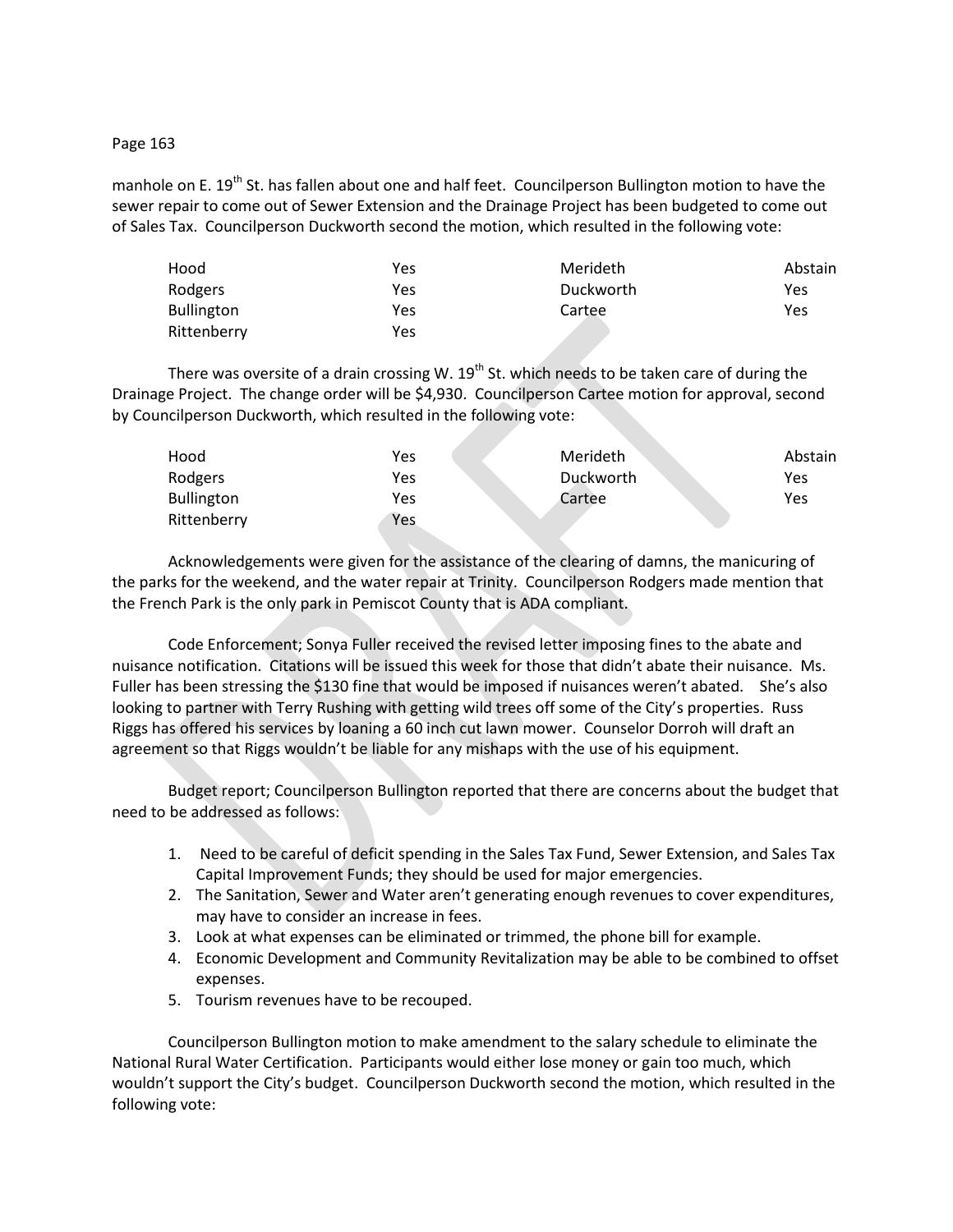manhole on E. 19th St. has fallen about one and half feet. Councilperson Bullington motion to have the sewer repair to come out of Sewer Extension and the Drainage Project has been budgeted to come out of Sales Tax. Councilperson Duckworth second the motion, which resulted in the following vote:

| | | | |
|---|---|---|---|
| Hood | Yes | Merideth | Abstain |
| Rodgers | Yes | Duckworth | Yes |
| Bullington | Yes | Cartee | Yes |
| Rittenberry | Yes | | |

There was oversite of a drain crossing W. 19th St. which needs to be taken care of during the Drainage Project. The change order will be $4,930. Councilperson Cartee motion for approval, second by Councilperson Duckworth, which resulted in the following vote:

| | | | |
|---|---|---|---|
| Hood | Yes | Merideth | Abstain |
| Rodgers | Yes | Duckworth | Yes |
| Bullington | Yes | Cartee | Yes |
| Rittenberry | Yes | | |

Acknowledgements were given for the assistance of the clearing of damns, the manicuring of the parks for the weekend, and the water repair at Trinity. Councilperson Rodgers made mention that the French Park is the only park in Pemiscot County that is ADA compliant.

Code Enforcement; Sonya Fuller received the revised letter imposing fines to the abate and nuisance notification. Citations will be issued this week for those that didn't abate their nuisance. Ms. Fuller has been stressing the $130 fine that would be imposed if nuisances weren't abated. She's also looking to partner with Terry Rushing with getting wild trees off some of the City's properties. Russ Riggs has offered his services by loaning a 60 inch cut lawn mower. Counselor Dorroh will draft an agreement so that Riggs wouldn't be liable for any mishaps with the use of his equipment.

Budget report; Councilperson Bullington reported that there are concerns about the budget that need to be addressed as follows:

1. Need to be careful of deficit spending in the Sales Tax Fund, Sewer Extension, and Sales Tax Capital Improvement Funds; they should be used for major emergencies.
2. The Sanitation, Sewer and Water aren't generating enough revenues to cover expenditures, may have to consider an increase in fees.
3. Look at what expenses can be eliminated or trimmed, the phone bill for example.
4. Economic Development and Community Revitalization may be able to be combined to offset expenses.
5. Tourism revenues have to be recouped.

Councilperson Bullington motion to make amendment to the salary schedule to eliminate the National Rural Water Certification. Participants would either lose money or gain too much, which wouldn't support the City's budget. Councilperson Duckworth second the motion, which resulted in the following vote: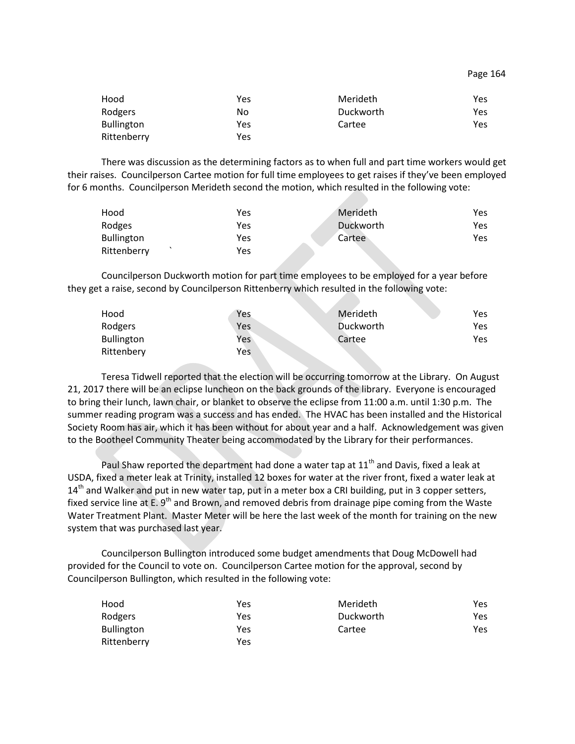| | | | |
|---|---|---|---|
| Hood | Yes | Merideth | Yes |
| Rodgers | No | Duckworth | Yes |
| Bullington | Yes | Cartee | Yes |
| Rittenberry | Yes | | |

There was discussion as the determining factors as to when full and part time workers would get their raises. Councilperson Cartee motion for full time employees to get raises if they've been employed for 6 months. Councilperson Merideth second the motion, which resulted in the following vote:

| | | | |
|---|---|---|---|
| Hood | Yes | Merideth | Yes |
| Rodges | Yes | Duckworth | Yes |
| Bullington | Yes | Cartee | Yes |
| Rittenberry ` | Yes | | |

Councilperson Duckworth motion for part time employees to be employed for a year before they get a raise, second by Councilperson Rittenberry which resulted in the following vote:

| | | | |
|---|---|---|---|
| Hood | Yes | Merideth | Yes |
| Rodgers | Yes | Duckworth | Yes |
| Bullington | Yes | Cartee | Yes |
| Rittenbery | Yes | | |

Teresa Tidwell reported that the election will be occurring tomorrow at the Library. On August 21, 2017 there will be an eclipse luncheon on the back grounds of the library. Everyone is encouraged to bring their lunch, lawn chair, or blanket to observe the eclipse from 11:00 a.m. until 1:30 p.m. The summer reading program was a success and has ended. The HVAC has been installed and the Historical Society Room has air, which it has been without for about year and a half. Acknowledgement was given to the Bootheel Community Theater being accommodated by the Library for their performances.

Paul Shaw reported the department had done a water tap at 11th and Davis, fixed a leak at USDA, fixed a meter leak at Trinity, installed 12 boxes for water at the river front, fixed a water leak at 14th and Walker and put in new water tap, put in a meter box a CRI building, put in 3 copper setters, fixed service line at E. 9th and Brown, and removed debris from drainage pipe coming from the Waste Water Treatment Plant. Master Meter will be here the last week of the month for training on the new system that was purchased last year.

Councilperson Bullington introduced some budget amendments that Doug McDowell had provided for the Council to vote on. Councilperson Cartee motion for the approval, second by Councilperson Bullington, which resulted in the following vote:

| | | | |
|---|---|---|---|
| Hood | Yes | Merideth | Yes |
| Rodgers | Yes | Duckworth | Yes |
| Bullington | Yes | Cartee | Yes |
| Rittenberry | Yes | | |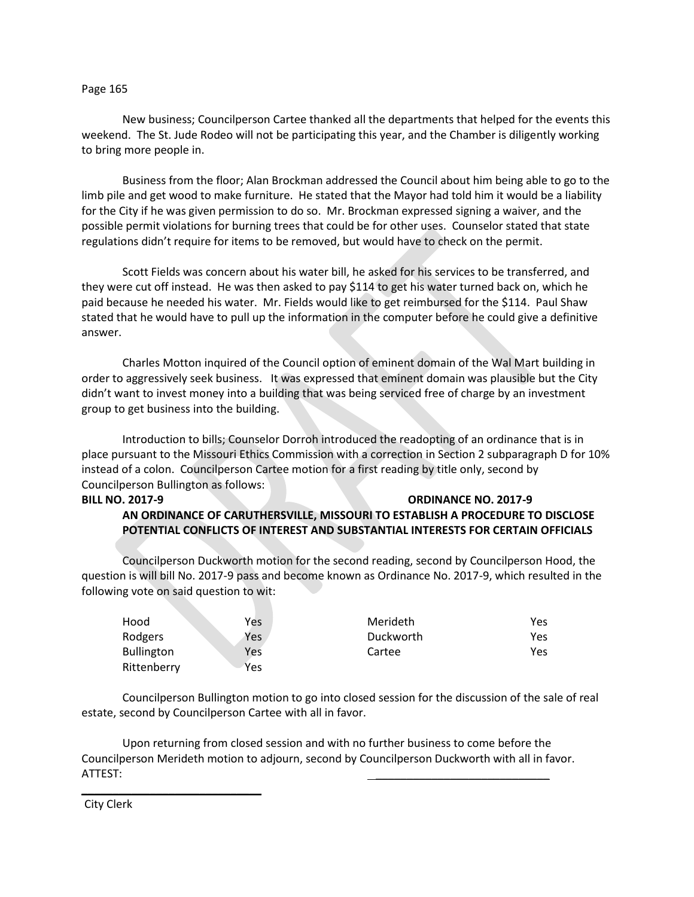New business; Councilperson Cartee thanked all the departments that helped for the events this weekend. The St. Jude Rodeo will not be participating this year, and the Chamber is diligently working to bring more people in.

Business from the floor; Alan Brockman addressed the Council about him being able to go to the limb pile and get wood to make furniture. He stated that the Mayor had told him it would be a liability for the City if he was given permission to do so. Mr. Brockman expressed signing a waiver, and the possible permit violations for burning trees that could be for other uses. Counselor stated that state regulations didn't require for items to be removed, but would have to check on the permit.

Scott Fields was concern about his water bill, he asked for his services to be transferred, and they were cut off instead. He was then asked to pay $114 to get his water turned back on, which he paid because he needed his water. Mr. Fields would like to get reimbursed for the $114. Paul Shaw stated that he would have to pull up the information in the computer before he could give a definitive answer.

Charles Motton inquired of the Council option of eminent domain of the Wal Mart building in order to aggressively seek business. It was expressed that eminent domain was plausible but the City didn't want to invest money into a building that was being serviced free of charge by an investment group to get business into the building.

Introduction to bills; Counselor Dorroh introduced the readopting of an ordinance that is in place pursuant to the Missouri Ethics Commission with a correction in Section 2 subparagraph D for 10% instead of a colon. Councilperson Cartee motion for a first reading by title only, second by Councilperson Bullington as follows:

**BILL NO. 2017-9** **ORDINANCE NO. 2017-9**

**AN ORDINANCE OF CARUTHERSVILLE, MISSOURI TO ESTABLISH A PROCEDURE TO DISCLOSE POTENTIAL CONFLICTS OF INTEREST AND SUBSTANTIAL INTERESTS FOR CERTAIN OFFICIALS**

Councilperson Duckworth motion for the second reading, second by Councilperson Hood, the question is will bill No. 2017-9 pass and become known as Ordinance No. 2017-9, which resulted in the following vote on said question to wit:

| | | | |
|---|---|---|---|
| Hood | Yes | Merideth | Yes |
| Rodgers | Yes | Duckworth | Yes |
| Bullington | Yes | Cartee | Yes |
| Rittenberry | Yes | | |

Councilperson Bullington motion to go into closed session for the discussion of the sale of real estate, second by Councilperson Cartee with all in favor.

Upon returning from closed session and with no further business to come before the Councilperson Merideth motion to adjourn, second by Councilperson Duckworth with all in favor.

ATTEST: \_\_\_\_\_\_\_\_\_\_\_\_\_\_\_\_\_\_\_\_\_\_\_\_\_\_\_\_\_

\_\_\_\_\_\_\_\_\_\_\_\_\_\_\_\_\_\_\_\_\_\_\_\_\_\_\_\_\_

City Clerk